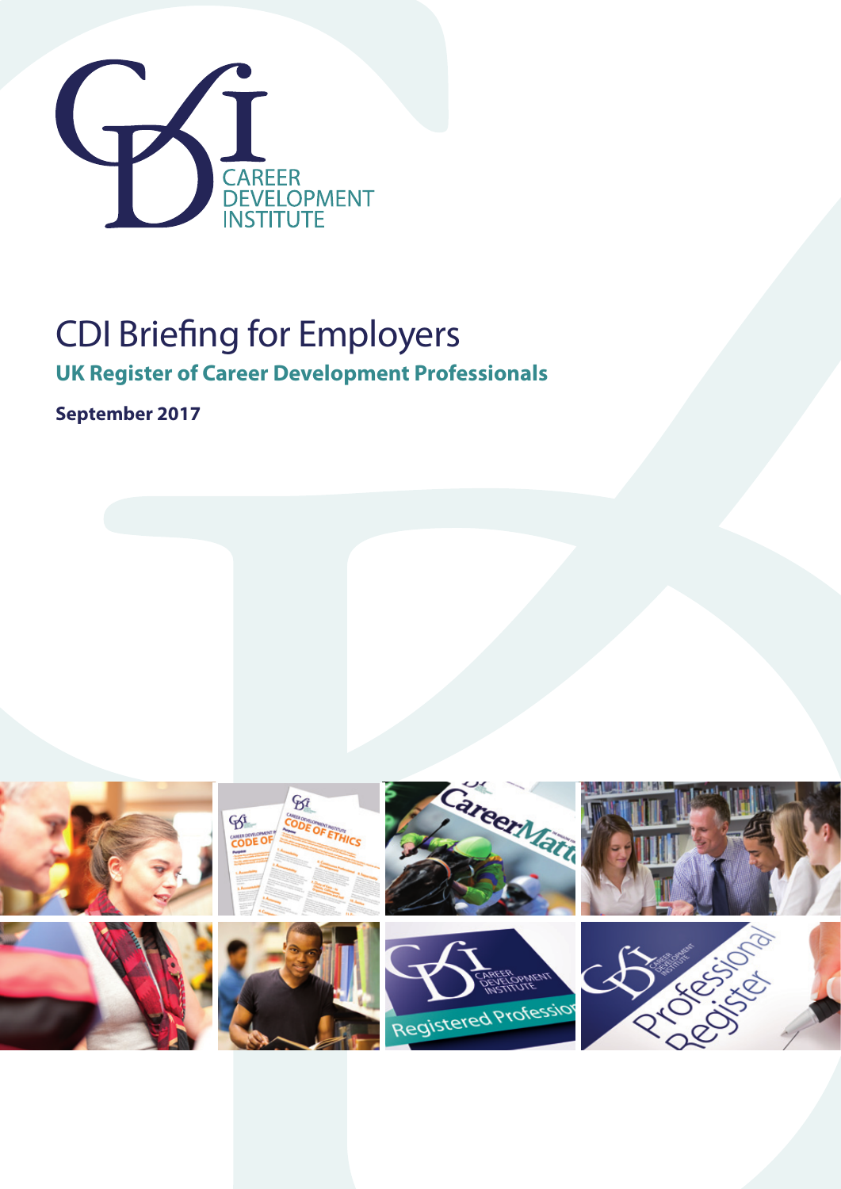CAREER DEVELOPMENT INSTITUTE

# CDI Briefing for Employers

## UK Register of Career Development Professionals

**September 2017**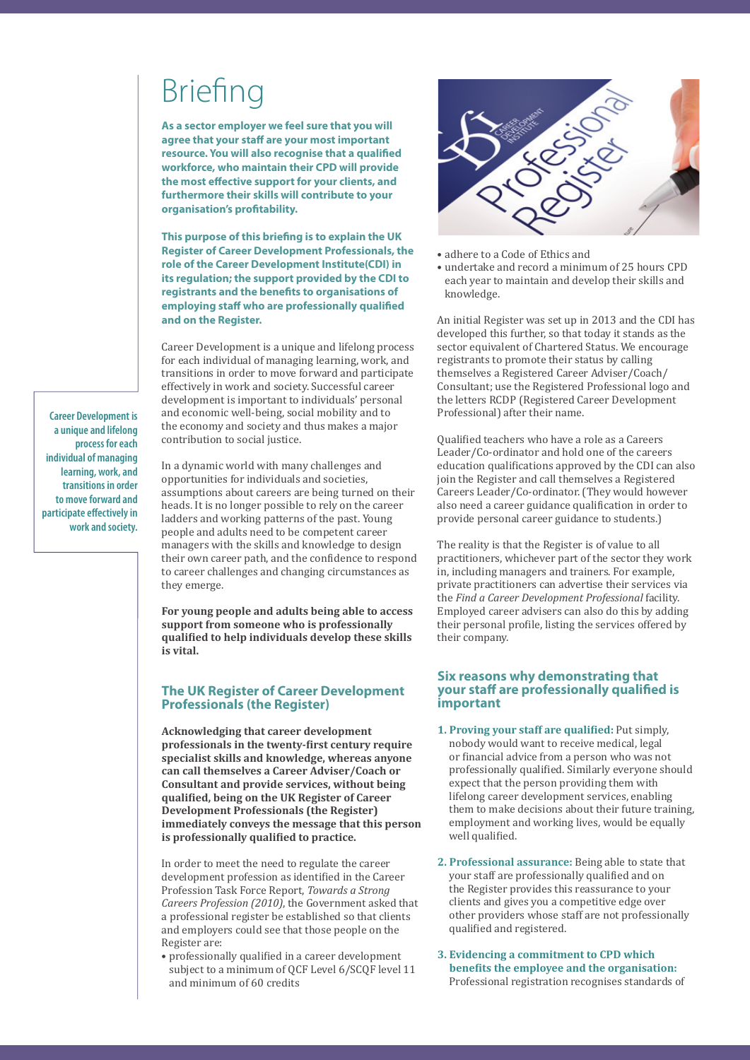# Briefing

**As a sector employer we feel sure that you will agree that your staff are your most important resource. You will also recognise that a qualified workforce, who maintain their CPD will provide the most effective support for your clients, and furthermore their skills will contribute to your organisation's profitability.**

**This purpose of this briefing is to explain the UK Register of Career Development Professionals, the role of the Career Development Institute(CDI) in its regulation; the support provided by the CDI to registrants and the benefits to organisations of employing staff who are professionally qualified and on the Register.**

Career Development is a unique and lifelong process for each individual of managing learning, work, and transitions in order to move forward and participate effectively in work and society. Successful career development is important to individuals' personal and economic well-being, social mobility and to the economy and society and thus makes a major contribution to social justice.

**Career Development is a unique and lifelong process for each individual of managing learning, work, and transitions in order to move forward and participate effectively in work and society.**

In a dynamic world with many challenges and opportunities for individuals and societies, assumptions about careers are being turned on their heads. It is no longer possible to rely on the career ladders and working patterns of the past. Young people and adults need to be competent career managers with the skills and knowledge to design their own career path, and the confidence to respond to career challenges and changing circumstances as they emerge.

**For young people and adults being able to access support from someone who is professionally qualified to help individuals develop these skills is vital.**

## The UK Register of Career Development Professionals (the Register)

**Acknowledging that career development professionals in the twenty-first century require specialist skills and knowledge, whereas anyone can call themselves a Career Adviser/Coach or Consultant and provide services, without being qualified, being on the UK Register of Career Development Professionals (the Register) immediately conveys the message that this person is professionally qualified to practice.**

In order to meet the need to regulate the career development profession as identified in the Career Profession Task Force Report, *Towards a Strong Careers Profession (2010)*, the Government asked that a professional register be established so that clients and employers could see that those people on the Register are:

- professionally qualified in a career development subject to a minimum of QCF Level 6/SCQF level 11 and minimum of 60 credits
- adhere to a Code of Ethics and
- undertake and record a minimum of 25 hours CPD each year to maintain and develop their skills and knowledge.

An initial Register was set up in 2013 and the CDI has developed this further, so that today it stands as the sector equivalent of Chartered Status. We encourage registrants to promote their status by calling themselves a Registered Career Adviser/Coach/Consultant; use the Registered Professional logo and the letters RCDP (Registered Career Development Professional) after their name.

Qualified teachers who have a role as a Careers Leader/Co-ordinator and hold one of the careers education qualifications approved by the CDI can also join the Register and call themselves a Registered Careers Leader/Co-ordinator. (They would however also need a career guidance qualification in order to provide personal career guidance to students.)

The reality is that the Register is of value to all practitioners, whichever part of the sector they work in, including managers and trainers. For example, private practitioners can advertise their services via the *Find a Career Development Professional* facility. Employed career advisers can also do this by adding their personal profile, listing the services offered by their company.

## Six reasons why demonstrating that your staff are professionally qualified is important

1. **Proving your staff are qualified:** Put simply, nobody would want to receive medical, legal or financial advice from a person who was not professionally qualified. Similarly everyone should expect that the person providing them with lifelong career development services, enabling them to make decisions about their future training, employment and working lives, would be equally well qualified.
2. **Professional assurance:** Being able to state that your staff are professionally qualified and on the Register provides this reassurance to your clients and gives you a competitive edge over other providers whose staff are not professionally qualified and registered.
3. **Evidencing a commitment to CPD which benefits the employee and the organisation:** Professional registration recognises standards of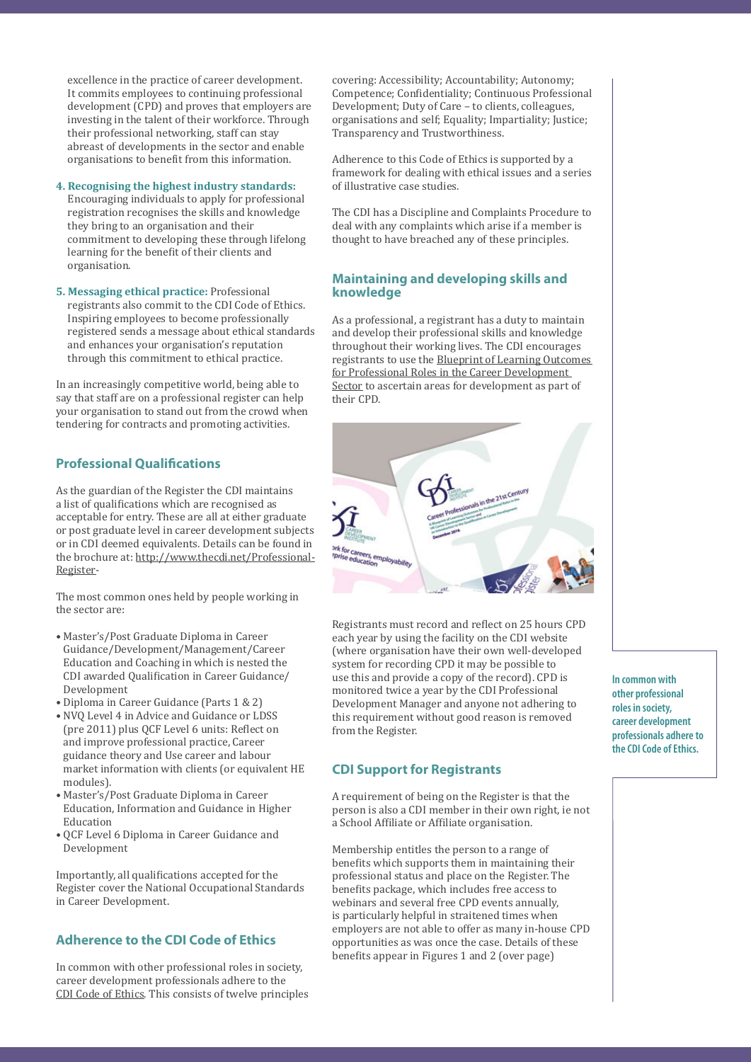excellence in the practice of career development. It commits employees to continuing professional development (CPD) and proves that employers are investing in the talent of their workforce. Through their professional networking, staff can stay abreast of developments in the sector and enable organisations to benefit from this information.

4. **Recognising the highest industry standards:** Encouraging individuals to apply for professional registration recognises the skills and knowledge they bring to an organisation and their commitment to developing these through lifelong learning for the benefit of their clients and organisation.

5. **Messaging ethical practice:** Professional registrants also commit to the CDI Code of Ethics. Inspiring employees to become professionally registered sends a message about ethical standards and enhances your organisation's reputation through this commitment to ethical practice.

In an increasingly competitive world, being able to say that staff are on a professional register can help your organisation to stand out from the crowd when tendering for contracts and promoting activities.

## Professional Qualifications

As the guardian of the Register the CDI maintains a list of qualifications which are recognised as acceptable for entry. These are all at either graduate or post graduate level in career development subjects or in CDI deemed equivalents. Details can be found in the brochure at: http://www.thecdi.net/Professional-Register-

The most common ones held by people working in the sector are:

- Master's/Post Graduate Diploma in Career Guidance/Development/Management/Career Education and Coaching in which is nested the CDI awarded Qualification in Career Guidance/ Development
- Diploma in Career Guidance (Parts 1 & 2)
- NVQ Level 4 in Advice and Guidance or LDSS (pre 2011) plus QCF Level 6 units: Reflect on and improve professional practice, Career guidance theory and Use career and labour market information with clients (or equivalent HE modules).
- Master's/Post Graduate Diploma in Career Education, Information and Guidance in Higher Education
- QCF Level 6 Diploma in Career Guidance and Development

Importantly, all qualifications accepted for the Register cover the National Occupational Standards in Career Development.

## Adherence to the CDI Code of Ethics

In common with other professional roles in society, career development professionals adhere to the CDI Code of Ethics. This consists of twelve principles covering: Accessibility; Accountability; Autonomy; Competence; Confidentiality; Continuous Professional Development; Duty of Care – to clients, colleagues, organisations and self; Equality; Impartiality; Justice; Transparency and Trustworthiness.

Adherence to this Code of Ethics is supported by a framework for dealing with ethical issues and a series of illustrative case studies.

The CDI has a Discipline and Complaints Procedure to deal with any complaints which arise if a member is thought to have breached any of these principles.

## Maintaining and developing skills and knowledge

As a professional, a registrant has a duty to maintain and develop their professional skills and knowledge throughout their working lives. The CDI encourages registrants to use the Blueprint of Learning Outcomes for Professional Roles in the Career Development Sector to ascertain areas for development as part of their CPD.

Registrants must record and reflect on 25 hours CPD each year by using the facility on the CDI website (where organisation have their own well-developed system for recording CPD it may be possible to use this and provide a copy of the record). CPD is monitored twice a year by the CDI Professional Development Manager and anyone not adhering to this requirement without good reason is removed from the Register.

**In common with other professional roles in society, career development professionals adhere to the CDI Code of Ethics.**

## CDI Support for Registrants

A requirement of being on the Register is that the person is also a CDI member in their own right, ie not a School Affiliate or Affiliate organisation.

Membership entitles the person to a range of benefits which supports them in maintaining their professional status and place on the Register. The benefits package, which includes free access to webinars and several free CPD events annually, is particularly helpful in straitened times when employers are not able to offer as many in-house CPD opportunities as was once the case. Details of these benefits appear in Figures 1 and 2 (over page)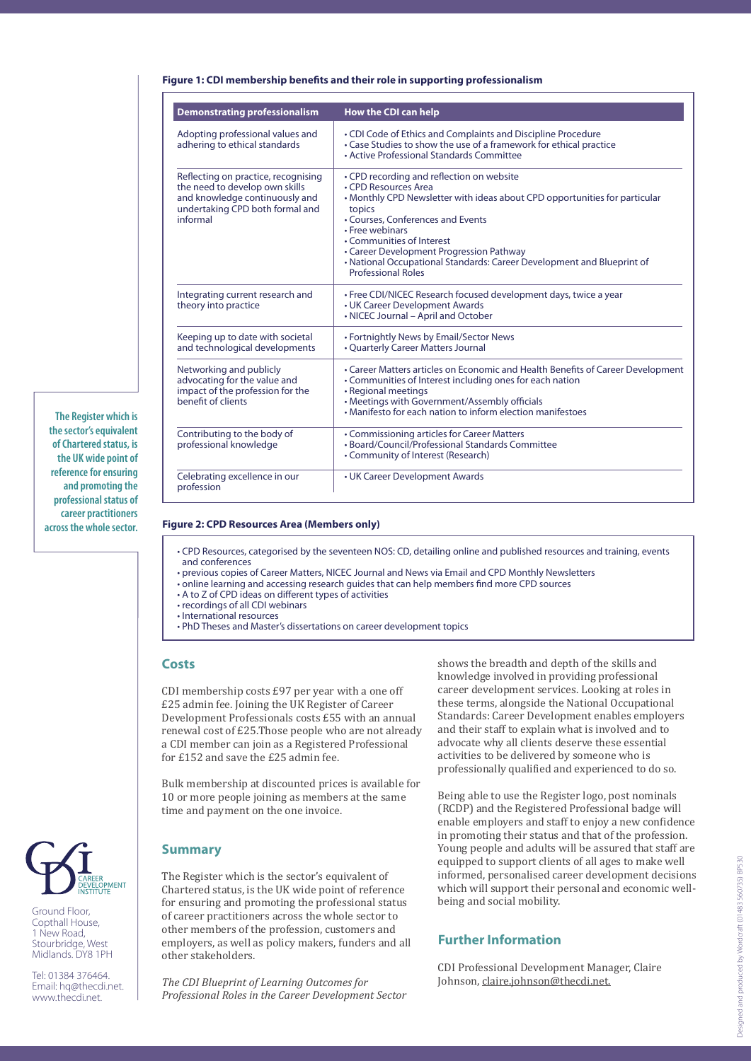**Figure 1: CDI membership benefits and their role in supporting professionalism**

| Demonstrating professionalism | How the CDI can help |
| --- | --- |
| Adopting professional values and adhering to ethical standards | • CDI Code of Ethics and Complaints and Discipline Procedure<br>• Case Studies to show the use of a framework for ethical practice<br>• Active Professional Standards Committee |
| Reflecting on practice, recognising the need to develop own skills and knowledge continuously and undertaking CPD both formal and informal | • CPD recording and reflection on website<br>• CPD Resources Area<br>• Monthly CPD Newsletter with ideas about CPD opportunities for particular topics<br>• Courses, Conferences and Events<br>• Free webinars<br>• Communities of Interest<br>• Career Development Progression Pathway<br>• National Occupational Standards: Career Development and Blueprint of Professional Roles |
| Integrating current research and theory into practice | • Free CDI/NICEC Research focused development days, twice a year<br>• UK Career Development Awards<br>• NICEC Journal – April and October |
| Keeping up to date with societal and technological developments | • Fortnightly News by Email/Sector News<br>• Quarterly Career Matters Journal |
| Networking and publicly advocating for the value and impact of the profession for the benefit of clients | • Career Matters articles on Economic and Health Benefits of Career Development<br>• Communities of Interest including ones for each nation<br>• Regional meetings<br>• Meetings with Government/Assembly officials<br>• Manifesto for each nation to inform election manifestoes |
| Contributing to the body of professional knowledge | • Commissioning articles for Career Matters<br>• Board/Council/Professional Standards Committee<br>• Community of Interest (Research) |
| Celebrating excellence in our profession | • UK Career Development Awards |

**The Register which is the sector's equivalent of Chartered status, is the UK wide point of reference for ensuring and promoting the professional status of career practitioners across the whole sector.**

**Figure 2: CPD Resources Area (Members only)**

- CPD Resources, categorised by the seventeen NOS: CD, detailing online and published resources and training, events and conferences
- previous copies of Career Matters, NICEC Journal and News via Email and CPD Monthly Newsletters
- online learning and accessing research guides that can help members find more CPD sources
- A to Z of CPD ideas on different types of activities
- recordings of all CDI webinars
- International resources
- PhD Theses and Master's dissertations on career development topics

## Costs

CDI membership costs £97 per year with a one off £25 admin fee. Joining the UK Register of Career Development Professionals costs £55 with an annual renewal cost of £25.Those people who are not already a CDI member can join as a Registered Professional for £152 and save the £25 admin fee.

Bulk membership at discounted prices is available for 10 or more people joining as members at the same time and payment on the one invoice.

## Summary

The Register which is the sector's equivalent of Chartered status, is the UK wide point of reference for ensuring and promoting the professional status of career practitioners across the whole sector to other members of the profession, customers and employers, as well as policy makers, funders and all other stakeholders.

*The CDI Blueprint of Learning Outcomes for Professional Roles in the Career Development Sector* shows the breadth and depth of the skills and knowledge involved in providing professional career development services. Looking at roles in these terms, alongside the National Occupational Standards: Career Development enables employers and their staff to explain what is involved and to advocate why all clients deserve these essential activities to be delivered by someone who is professionally qualified and experienced to do so.

Being able to use the Register logo, post nominals (RCDP) and the Registered Professional badge will enable employers and staff to enjoy a new confidence in promoting their status and that of the profession. Young people and adults will be assured that staff are equipped to support clients of all ages to make well informed, personalised career development decisions which will support their personal and economic well-being and social mobility.

## Further Information

CDI Professional Development Manager, Claire Johnson, claire.johnson@thecdi.net.

CAREER DEVELOPMENT INSTITUTE

Ground Floor,
Copthall House,
1 New Road,
Stourbridge, West Midlands. DY8 1PH

Tel: 01384 376464.
Email: hq@thecdi.net.
www.thecdi.net.

Designed and produced by Wordcraft (01483 560735) BP530